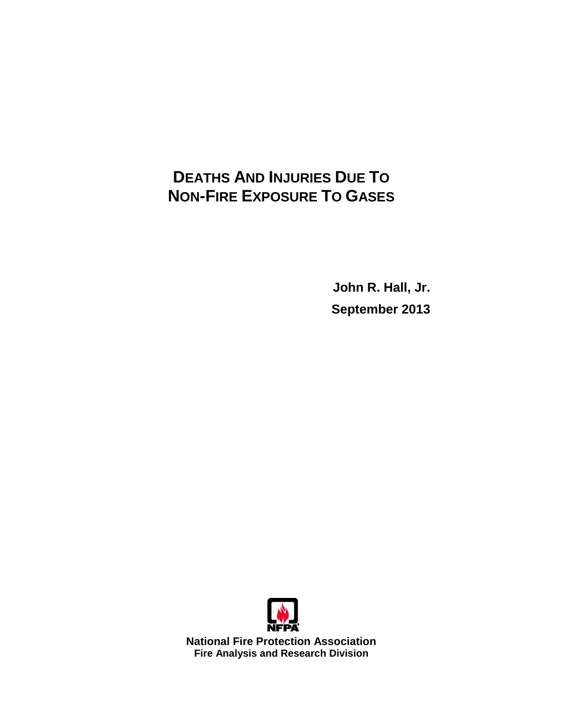# DEATHS AND INJURIES DUE TO NON-FIRE EXPOSURE TO GASES

**John R. Hall, Jr.**

**September 2013**

**National Fire Protection Association**
**Fire Analysis and Research Division**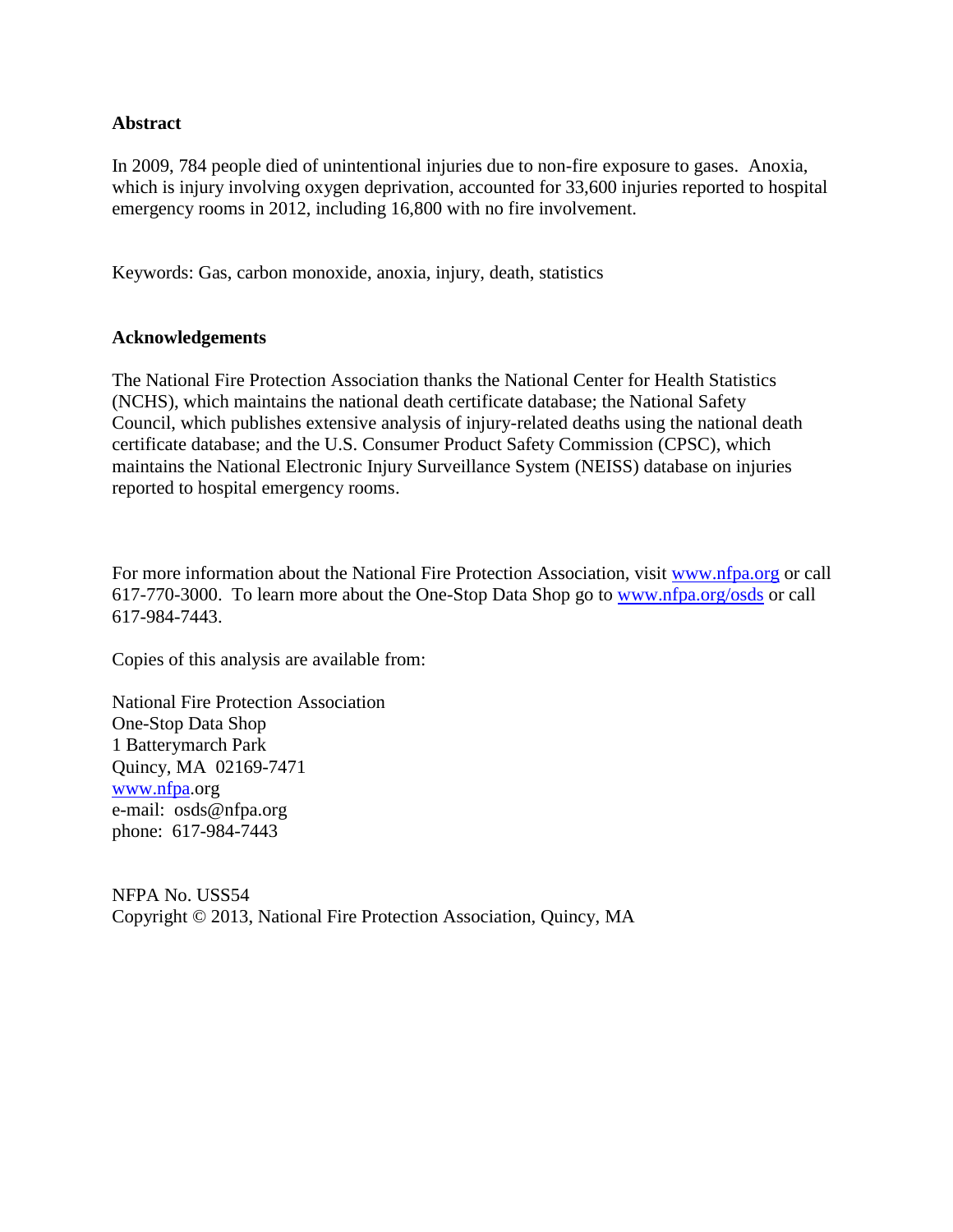**Abstract**

In 2009, 784 people died of unintentional injuries due to non-fire exposure to gases. Anoxia, which is injury involving oxygen deprivation, accounted for 33,600 injuries reported to hospital emergency rooms in 2012, including 16,800 with no fire involvement.

Keywords: Gas, carbon monoxide, anoxia, injury, death, statistics

**Acknowledgements**

The National Fire Protection Association thanks the National Center for Health Statistics (NCHS), which maintains the national death certificate database; the National Safety Council, which publishes extensive analysis of injury-related deaths using the national death certificate database; and the U.S. Consumer Product Safety Commission (CPSC), which maintains the National Electronic Injury Surveillance System (NEISS) database on injuries reported to hospital emergency rooms.

For more information about the National Fire Protection Association, visit [www.nfpa.org](http://www.nfpa.org) or call 617-770-3000. To learn more about the One-Stop Data Shop go to [www.nfpa.org/osds](http://www.nfpa.org/osds) or call 617-984-7443.

Copies of this analysis are available from:

National Fire Protection Association
One-Stop Data Shop
1 Batterymarch Park
Quincy, MA 02169-7471
[www.nfpa](http://www.nfpa).org
e-mail: osds@nfpa.org
phone: 617-984-7443

NFPA No. USS54
Copyright © 2013, National Fire Protection Association, Quincy, MA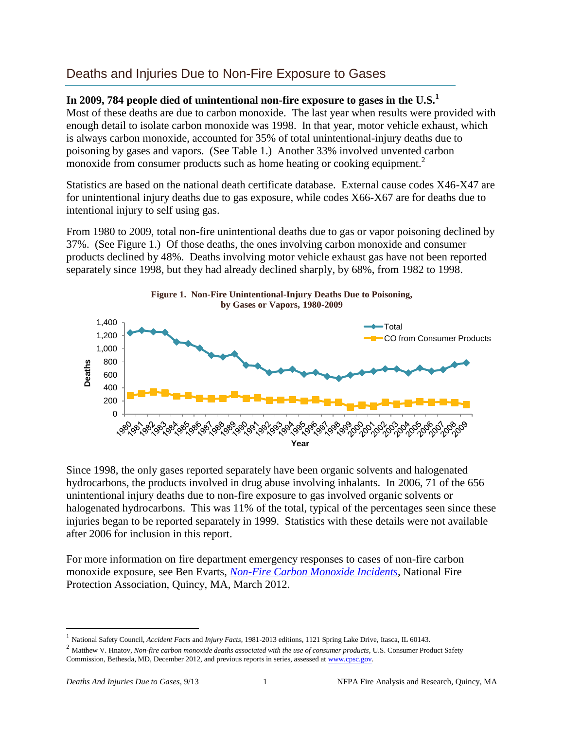# Deaths and Injuries Due to Non-Fire Exposure to Gases

**In 2009, 784 people died of unintentional non-fire exposure to gases in the U.S.[1]**
Most of these deaths are due to carbon monoxide. The last year when results were provided with enough detail to isolate carbon monoxide was 1998. In that year, motor vehicle exhaust, which is always carbon monoxide, accounted for 35% of total unintentional-injury deaths due to poisoning by gases and vapors. (See Table 1.) Another 33% involved unvented carbon monoxide from consumer products such as home heating or cooking equipment.[2]

Statistics are based on the national death certificate database. External cause codes X46-X47 are for unintentional injury deaths due to gas exposure, while codes X66-X67 are for deaths due to intentional injury to self using gas.

From 1980 to 2009, total non-fire unintentional deaths due to gas or vapor poisoning declined by 37%. (See Figure 1.) Of those deaths, the ones involving carbon monoxide and consumer products declined by 48%. Deaths involving motor vehicle exhaust gas have not been reported separately since 1998, but they had already declined sharply, by 68%, from 1982 to 1998.

**Figure 1. Non-Fire Unintentional-Injury Deaths Due to Poisoning, by Gases or Vapors, 1980-2009**

Since 1998, the only gases reported separately have been organic solvents and halogenated hydrocarbons, the products involved in drug abuse involving inhalants. In 2006, 71 of the 656 unintentional injury deaths due to non-fire exposure to gas involved organic solvents or halogenated hydrocarbons. This was 11% of the total, typical of the percentages seen since these injuries began to be reported separately in 1999. Statistics with these details were not available after 2006 for inclusion in this report.

For more information on fire department emergency responses to cases of non-fire carbon monoxide exposure, see Ben Evarts, *Non-Fire Carbon Monoxide Incidents*, National Fire Protection Association, Quincy, MA, March 2012.

---

[1] National Safety Council, *Accident Facts* and *Injury Facts*, 1981-2013 editions, 1121 Spring Lake Drive, Itasca, IL 60143.

[2] Matthew V. Hnatov, *Non-fire carbon monoxide deaths associated with the use of consumer products*, U.S. Consumer Product Safety Commission, Bethesda, MD, December 2012, and previous reports in series, assessed at www.cpsc.gov.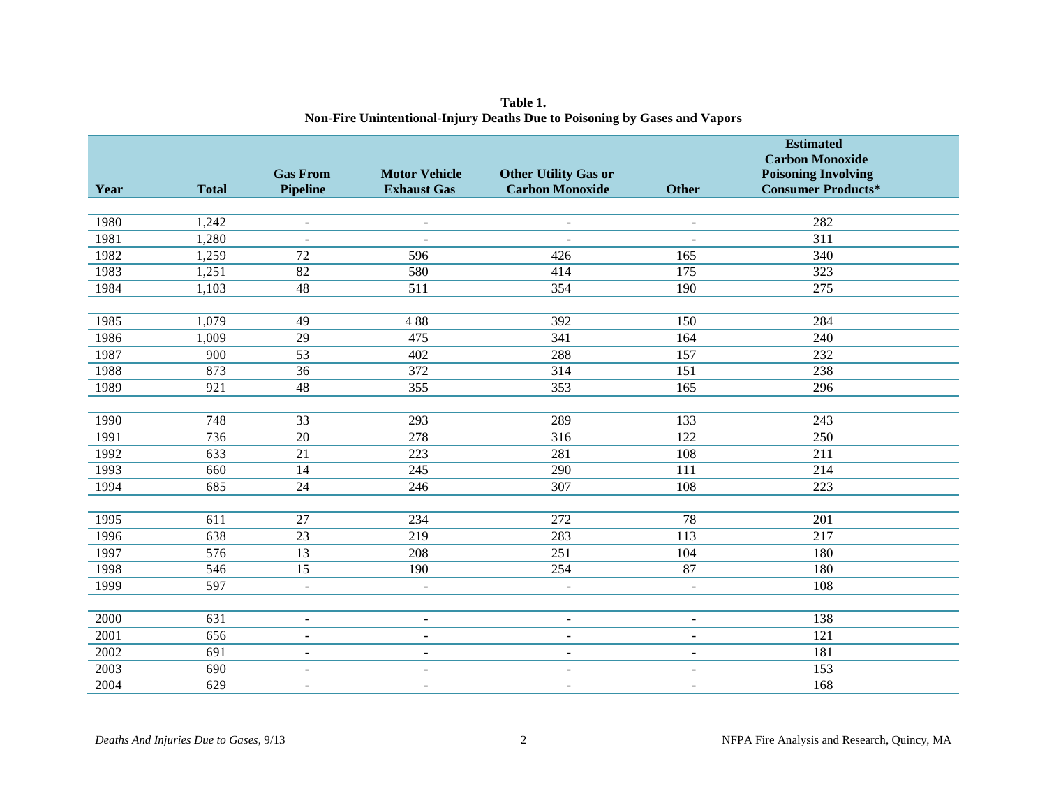**Table 1.**
**Non-Fire Unintentional-Injury Deaths Due to Poisoning by Gases and Vapors**

| Year | Total | Gas From Pipeline | Motor Vehicle Exhaust Gas | Other Utility Gas or Carbon Monoxide | Other | Estimated Carbon Monoxide Poisoning Involving Consumer Products* |
|---|---|---|---|---|---|---|
| 1980 | 1,242 | - | - | - | - | 282 |
| 1981 | 1,280 | - | - | - | - | 311 |
| 1982 | 1,259 | 72 | 596 | 426 | 165 | 340 |
| 1983 | 1,251 | 82 | 580 | 414 | 175 | 323 |
| 1984 | 1,103 | 48 | 511 | 354 | 190 | 275 |
| 1985 | 1,079 | 49 | 4 88 | 392 | 150 | 284 |
| 1986 | 1,009 | 29 | 475 | 341 | 164 | 240 |
| 1987 | 900 | 53 | 402 | 288 | 157 | 232 |
| 1988 | 873 | 36 | 372 | 314 | 151 | 238 |
| 1989 | 921 | 48 | 355 | 353 | 165 | 296 |
| 1990 | 748 | 33 | 293 | 289 | 133 | 243 |
| 1991 | 736 | 20 | 278 | 316 | 122 | 250 |
| 1992 | 633 | 21 | 223 | 281 | 108 | 211 |
| 1993 | 660 | 14 | 245 | 290 | 111 | 214 |
| 1994 | 685 | 24 | 246 | 307 | 108 | 223 |
| 1995 | 611 | 27 | 234 | 272 | 78 | 201 |
| 1996 | 638 | 23 | 219 | 283 | 113 | 217 |
| 1997 | 576 | 13 | 208 | 251 | 104 | 180 |
| 1998 | 546 | 15 | 190 | 254 | 87 | 180 |
| 1999 | 597 | - | - | - | - | 108 |
| 2000 | 631 | - | - | - | - | 138 |
| 2001 | 656 | - | - | - | - | 121 |
| 2002 | 691 | - | - | - | - | 181 |
| 2003 | 690 | - | - | - | - | 153 |
| 2004 | 629 | - | - | - | - | 168 |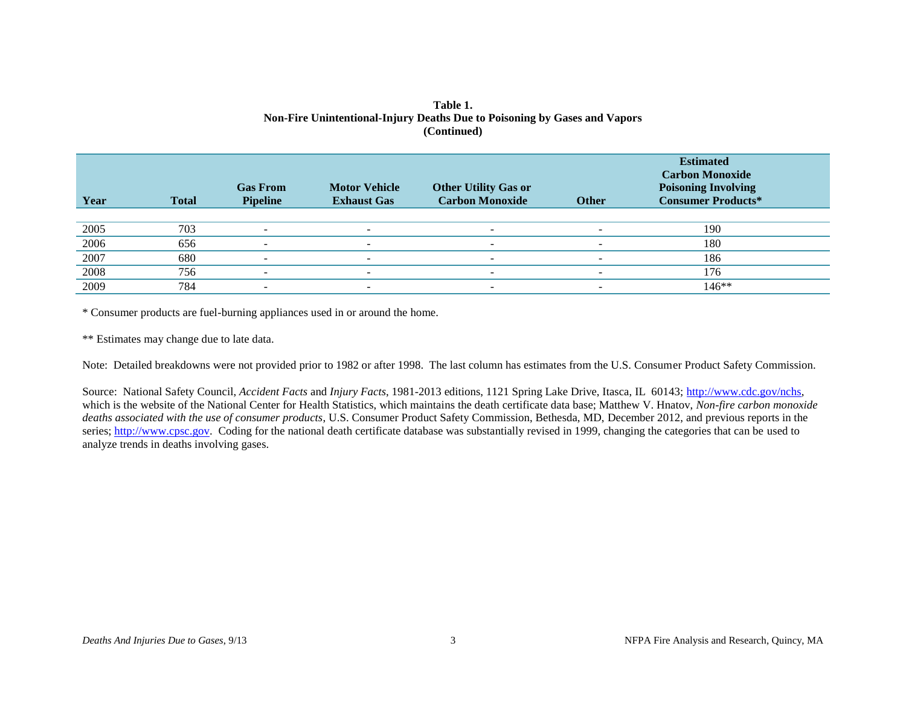**Table 1.**
**Non-Fire Unintentional-Injury Deaths Due to Poisoning by Gases and Vapors**
**(Continued)**

| Year | Total | Gas From Pipeline | Motor Vehicle Exhaust Gas | Other Utility Gas or Carbon Monoxide | Other | Estimated Carbon Monoxide Poisoning Involving Consumer Products* |
|---|---|---|---|---|---|---|
| 2005 | 703 | - | - | - | - | 190 |
| 2006 | 656 | - | - | - | - | 180 |
| 2007 | 680 | - | - | - | - | 186 |
| 2008 | 756 | - | - | - | - | 176 |
| 2009 | 784 | - | - | - | - | 146** |

* Consumer products are fuel-burning appliances used in or around the home.

** Estimates may change due to late data.

Note: Detailed breakdowns were not provided prior to 1982 or after 1998. The last column has estimates from the U.S. Consumer Product Safety Commission.

Source: National Safety Council, *Accident Facts* and *Injury Facts*, 1981-2013 editions, 1121 Spring Lake Drive, Itasca, IL 60143; http://www.cdc.gov/nchs, which is the website of the National Center for Health Statistics, which maintains the death certificate data base; Matthew V. Hnatov, *Non-fire carbon monoxide deaths associated with the use of consumer products*, U.S. Consumer Product Safety Commission, Bethesda, MD, December 2012, and previous reports in the series; http://www.cpsc.gov. Coding for the national death certificate database was substantially revised in 1999, changing the categories that can be used to analyze trends in deaths involving gases.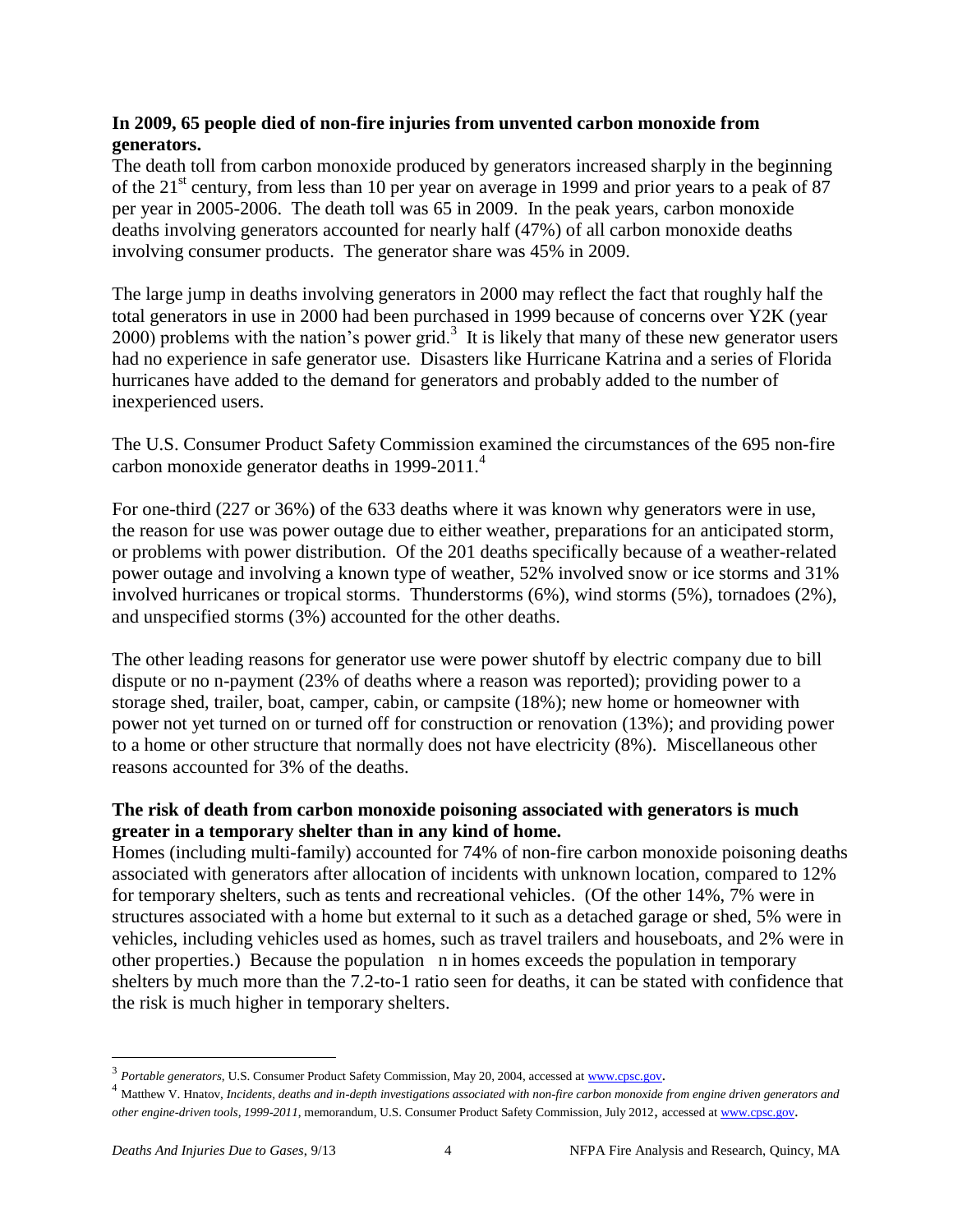**In 2009, 65 people died of non-fire injuries from unvented carbon monoxide from generators.**

The death toll from carbon monoxide produced by generators increased sharply in the beginning of the 21st century, from less than 10 per year on average in 1999 and prior years to a peak of 87 per year in 2005-2006. The death toll was 65 in 2009. In the peak years, carbon monoxide deaths involving generators accounted for nearly half (47%) of all carbon monoxide deaths involving consumer products. The generator share was 45% in 2009.

The large jump in deaths involving generators in 2000 may reflect the fact that roughly half the total generators in use in 2000 had been purchased in 1999 because of concerns over Y2K (year 2000) problems with the nation's power grid.[3] It is likely that many of these new generator users had no experience in safe generator use. Disasters like Hurricane Katrina and a series of Florida hurricanes have added to the demand for generators and probably added to the number of inexperienced users.

The U.S. Consumer Product Safety Commission examined the circumstances of the 695 non-fire carbon monoxide generator deaths in 1999-2011.[4]

For one-third (227 or 36%) of the 633 deaths where it was known why generators were in use, the reason for use was power outage due to either weather, preparations for an anticipated storm, or problems with power distribution. Of the 201 deaths specifically because of a weather-related power outage and involving a known type of weather, 52% involved snow or ice storms and 31% involved hurricanes or tropical storms. Thunderstorms (6%), wind storms (5%), tornadoes (2%), and unspecified storms (3%) accounted for the other deaths.

The other leading reasons for generator use were power shutoff by electric company due to bill dispute or no n-payment (23% of deaths where a reason was reported); providing power to a storage shed, trailer, boat, camper, cabin, or campsite (18%); new home or homeowner with power not yet turned on or turned off for construction or renovation (13%); and providing power to a home or other structure that normally does not have electricity (8%). Miscellaneous other reasons accounted for 3% of the deaths.

**The risk of death from carbon monoxide poisoning associated with generators is much greater in a temporary shelter than in any kind of home.**

Homes (including multi-family) accounted for 74% of non-fire carbon monoxide poisoning deaths associated with generators after allocation of incidents with unknown location, compared to 12% for temporary shelters, such as tents and recreational vehicles. (Of the other 14%, 7% were in structures associated with a home but external to it such as a detached garage or shed, 5% were in vehicles, including vehicles used as homes, such as travel trailers and houseboats, and 2% were in other properties.) Because the population n in homes exceeds the population in temporary shelters by much more than the 7.2-to-1 ratio seen for deaths, it can be stated with confidence that the risk is much higher in temporary shelters.

---

[3] *Portable generators*, U.S. Consumer Product Safety Commission, May 20, 2004, accessed at www.cpsc.gov.

[4] Matthew V. Hnatov, *Incidents, deaths and in-depth investigations associated with non-fire carbon monoxide from engine driven generators and other engine-driven tools, 1999-2011*, memorandum, U.S. Consumer Product Safety Commission, July 2012, accessed at www.cpsc.gov.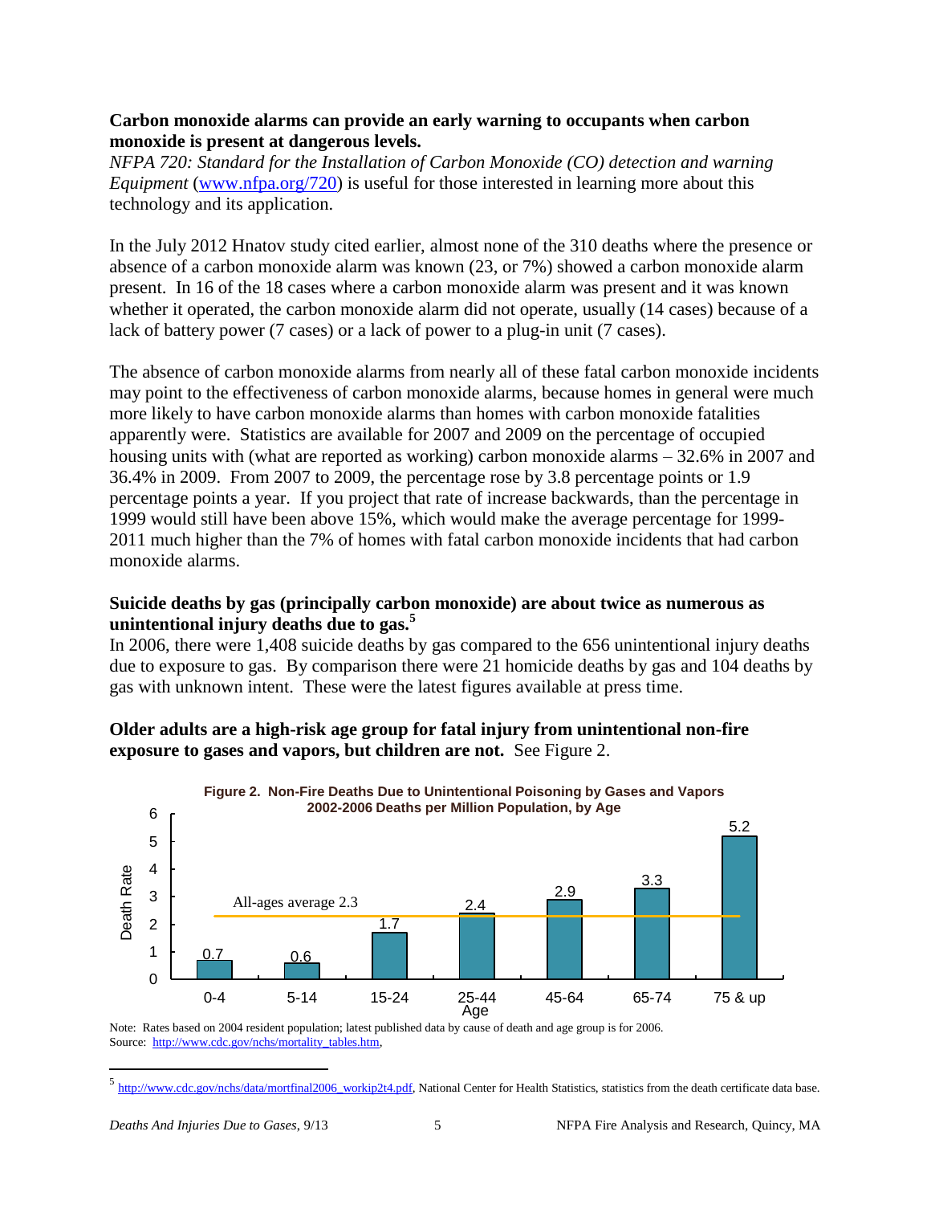**Carbon monoxide alarms can provide an early warning to occupants when carbon monoxide is present at dangerous levels.**

*NFPA 720: Standard for the Installation of Carbon Monoxide (CO) detection and warning Equipment* (www.nfpa.org/720) is useful for those interested in learning more about this technology and its application.

In the July 2012 Hnatov study cited earlier, almost none of the 310 deaths where the presence or absence of a carbon monoxide alarm was known (23, or 7%) showed a carbon monoxide alarm present. In 16 of the 18 cases where a carbon monoxide alarm was present and it was known whether it operated, the carbon monoxide alarm did not operate, usually (14 cases) because of a lack of battery power (7 cases) or a lack of power to a plug-in unit (7 cases).

The absence of carbon monoxide alarms from nearly all of these fatal carbon monoxide incidents may point to the effectiveness of carbon monoxide alarms, because homes in general were much more likely to have carbon monoxide alarms than homes with carbon monoxide fatalities apparently were. Statistics are available for 2007 and 2009 on the percentage of occupied housing units with (what are reported as working) carbon monoxide alarms – 32.6% in 2007 and 36.4% in 2009. From 2007 to 2009, the percentage rose by 3.8 percentage points or 1.9 percentage points a year. If you project that rate of increase backwards, than the percentage in 1999 would still have been above 15%, which would make the average percentage for 1999-2011 much higher than the 7% of homes with fatal carbon monoxide incidents that had carbon monoxide alarms.

**Suicide deaths by gas (principally carbon monoxide) are about twice as numerous as unintentional injury deaths due to gas.**[5]

In 2006, there were 1,408 suicide deaths by gas compared to the 656 unintentional injury deaths due to exposure to gas. By comparison there were 21 homicide deaths by gas and 104 deaths by gas with unknown intent. These were the latest figures available at press time.

**Older adults are a high-risk age group for fatal injury from unintentional non-fire exposure to gases and vapors, but children are not.** See Figure 2.

**Figure 2. Non-Fire Deaths Due to Unintentional Poisoning by Gases and Vapors 2002-2006 Deaths per Million Population, by Age**

| Age | Death Rate |
|---|---|
| 0-4 | 0.7 |
| 5-14 | 0.6 |
| 15-24 | 1.7 |
| 25-44 | 2.4 |
| 45-64 | 2.9 |
| 65-74 | 3.3 |
| 75 & up | 5.2 |

All-ages average 2.3

Note: Rates based on 2004 resident population; latest published data by cause of death and age group is for 2006.
Source: http://www.cdc.gov/nchs/mortality_tables.htm,

[5] http://www.cdc.gov/nchs/data/mortfinal2006_workip2t4.pdf, National Center for Health Statistics, statistics from the death certificate data base.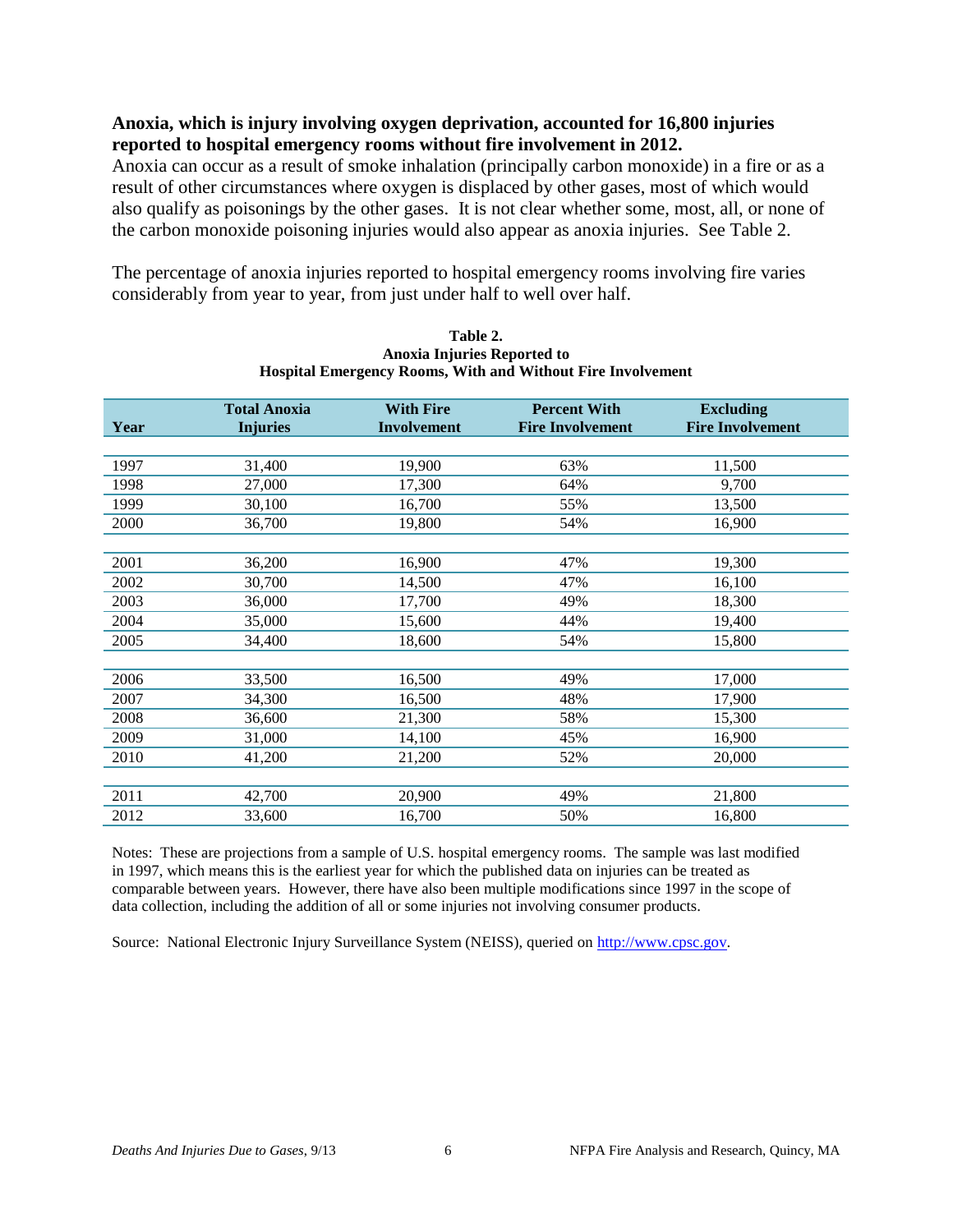**Anoxia, which is injury involving oxygen deprivation, accounted for 16,800 injuries reported to hospital emergency rooms without fire involvement in 2012.**
Anoxia can occur as a result of smoke inhalation (principally carbon monoxide) in a fire or as a result of other circumstances where oxygen is displaced by other gases, most of which would also qualify as poisonings by the other gases. It is not clear whether some, most, all, or none of the carbon monoxide poisoning injuries would also appear as anoxia injuries. See Table 2.

The percentage of anoxia injuries reported to hospital emergency rooms involving fire varies considerably from year to year, from just under half to well over half.

**Table 2.**
**Anoxia Injuries Reported to**
**Hospital Emergency Rooms, With and Without Fire Involvement**

| Year | Total Anoxia Injuries | With Fire Involvement | Percent With Fire Involvement | Excluding Fire Involvement |
|---|---|---|---|---|
| 1997 | 31,400 | 19,900 | 63% | 11,500 |
| 1998 | 27,000 | 17,300 | 64% | 9,700 |
| 1999 | 30,100 | 16,700 | 55% | 13,500 |
| 2000 | 36,700 | 19,800 | 54% | 16,900 |
| 2001 | 36,200 | 16,900 | 47% | 19,300 |
| 2002 | 30,700 | 14,500 | 47% | 16,100 |
| 2003 | 36,000 | 17,700 | 49% | 18,300 |
| 2004 | 35,000 | 15,600 | 44% | 19,400 |
| 2005 | 34,400 | 18,600 | 54% | 15,800 |
| 2006 | 33,500 | 16,500 | 49% | 17,000 |
| 2007 | 34,300 | 16,500 | 48% | 17,900 |
| 2008 | 36,600 | 21,300 | 58% | 15,300 |
| 2009 | 31,000 | 14,100 | 45% | 16,900 |
| 2010 | 41,200 | 21,200 | 52% | 20,000 |
| 2011 | 42,700 | 20,900 | 49% | 21,800 |
| 2012 | 33,600 | 16,700 | 50% | 16,800 |

Notes: These are projections from a sample of U.S. hospital emergency rooms. The sample was last modified in 1997, which means this is the earliest year for which the published data on injuries can be treated as comparable between years. However, there have also been multiple modifications since 1997 in the scope of data collection, including the addition of all or some injuries not involving consumer products.

Source: National Electronic Injury Surveillance System (NEISS), queried on http://www.cpsc.gov.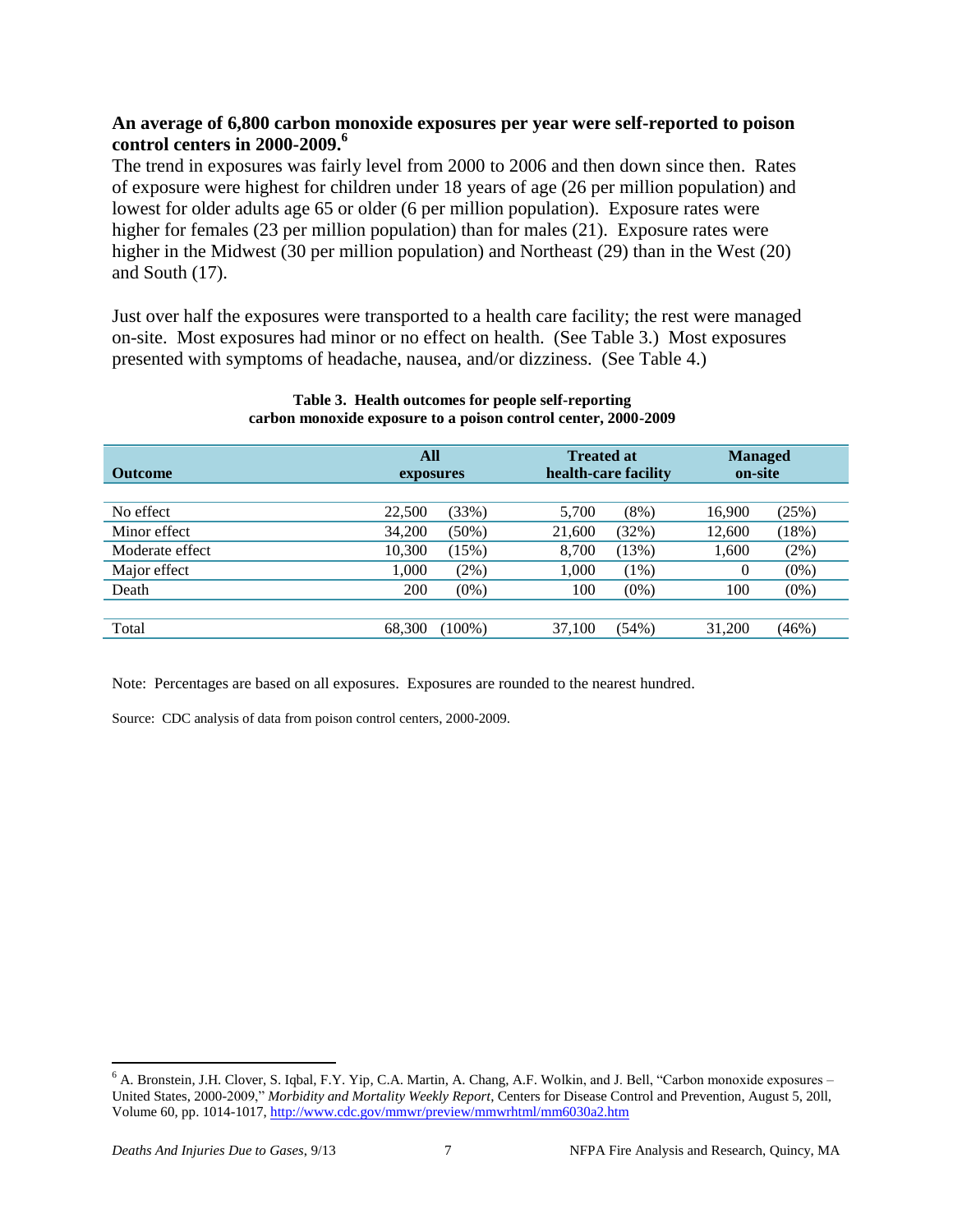**An average of 6,800 carbon monoxide exposures per year were self-reported to poison control centers in 2000-2009.[6]**

The trend in exposures was fairly level from 2000 to 2006 and then down since then. Rates of exposure were highest for children under 18 years of age (26 per million population) and lowest for older adults age 65 or older (6 per million population). Exposure rates were higher for females (23 per million population) than for males (21). Exposure rates were higher in the Midwest (30 per million population) and Northeast (29) than in the West (20) and South (17).

Just over half the exposures were transported to a health care facility; the rest were managed on-site. Most exposures had minor or no effect on health. (See Table 3.) Most exposures presented with symptoms of headache, nausea, and/or dizziness. (See Table 4.)

**Table 3. Health outcomes for people self-reporting carbon monoxide exposure to a poison control center, 2000-2009**

| Outcome | All exposures | | Treated at health-care facility | | Managed on-site | |
|---|---|---|---|---|---|---|
| No effect | 22,500 | (33%) | 5,700 | (8%) | 16,900 | (25%) |
| Minor effect | 34,200 | (50%) | 21,600 | (32%) | 12,600 | (18%) |
| Moderate effect | 10,300 | (15%) | 8,700 | (13%) | 1,600 | (2%) |
| Major effect | 1,000 | (2%) | 1,000 | (1%) | 0 | (0%) |
| Death | 200 | (0%) | 100 | (0%) | 100 | (0%) |
| Total | 68,300 | (100%) | 37,100 | (54%) | 31,200 | (46%) |

Note: Percentages are based on all exposures. Exposures are rounded to the nearest hundred.

Source: CDC analysis of data from poison control centers, 2000-2009.

[6] A. Bronstein, J.H. Clover, S. Iqbal, F.Y. Yip, C.A. Martin, A. Chang, A.F. Wolkin, and J. Bell, "Carbon monoxide exposures – United States, 2000-2009," *Morbidity and Mortality Weekly Report*, Centers for Disease Control and Prevention, August 5, 20ll, Volume 60, pp. 1014-1017, http://www.cdc.gov/mmwr/preview/mmwrhtml/mm6030a2.htm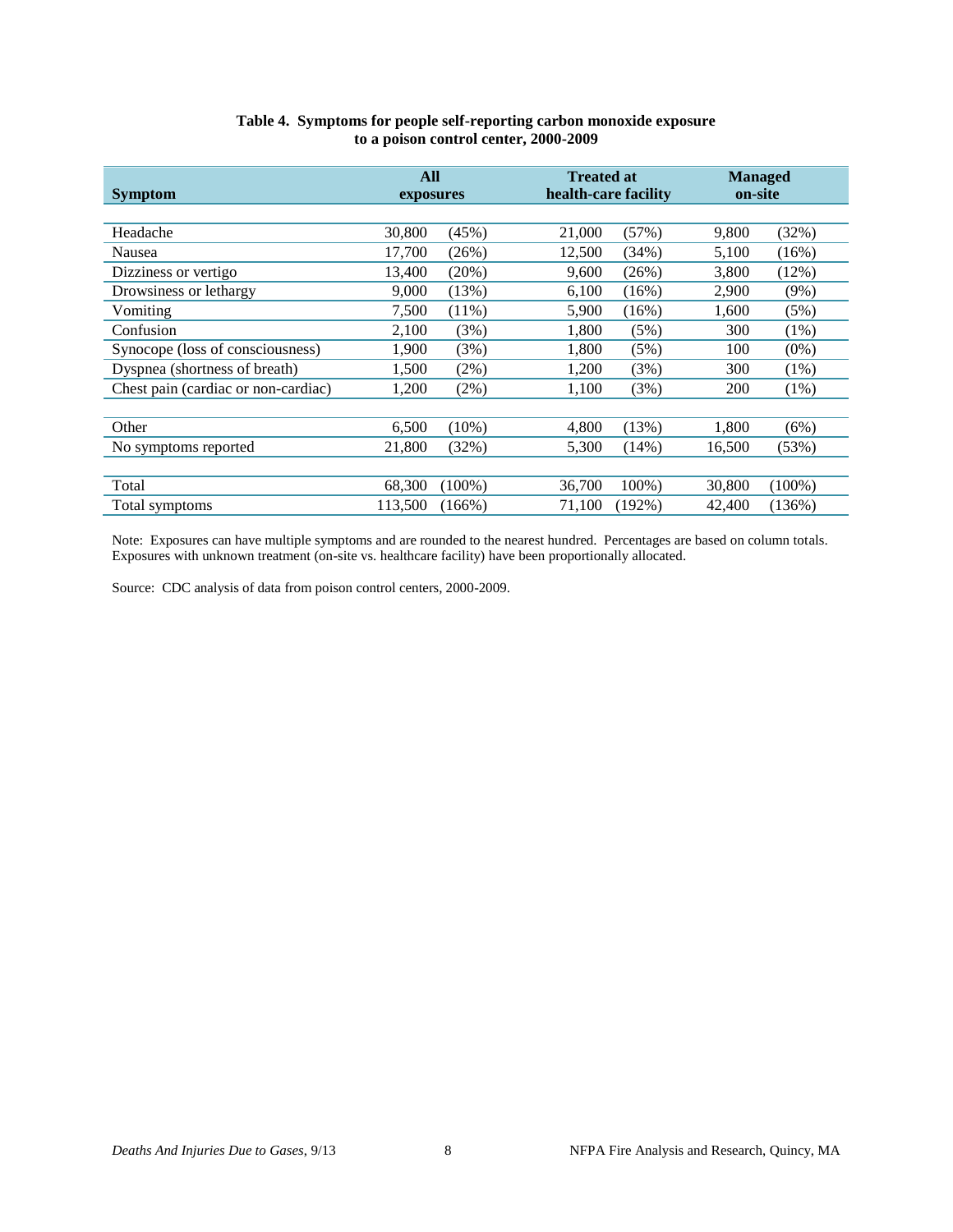**Table 4. Symptoms for people self-reporting carbon monoxide exposure to a poison control center, 2000-2009**

| Symptom | All exposures | | Treated at health-care facility | | Managed on-site | |
|---|---|---|---|---|---|---|
| Headache | 30,800 | (45%) | 21,000 | (57%) | 9,800 | (32%) |
| Nausea | 17,700 | (26%) | 12,500 | (34%) | 5,100 | (16%) |
| Dizziness or vertigo | 13,400 | (20%) | 9,600 | (26%) | 3,800 | (12%) |
| Drowsiness or lethargy | 9,000 | (13%) | 6,100 | (16%) | 2,900 | (9%) |
| Vomiting | 7,500 | (11%) | 5,900 | (16%) | 1,600 | (5%) |
| Confusion | 2,100 | (3%) | 1,800 | (5%) | 300 | (1%) |
| Synocope (loss of consciousness) | 1,900 | (3%) | 1,800 | (5%) | 100 | (0%) |
| Dyspnea (shortness of breath) | 1,500 | (2%) | 1,200 | (3%) | 300 | (1%) |
| Chest pain (cardiac or non-cardiac) | 1,200 | (2%) | 1,100 | (3%) | 200 | (1%) |
| | | | | | | |
| Other | 6,500 | (10%) | 4,800 | (13%) | 1,800 | (6%) |
| No symptoms reported | 21,800 | (32%) | 5,300 | (14%) | 16,500 | (53%) |
| | | | | | | |
| Total | 68,300 | (100%) | 36,700 | 100%) | 30,800 | (100%) |
| Total symptoms | 113,500 | (166%) | 71,100 | (192%) | 42,400 | (136%) |

Note: Exposures can have multiple symptoms and are rounded to the nearest hundred. Percentages are based on column totals. Exposures with unknown treatment (on-site vs. healthcare facility) have been proportionally allocated.

Source: CDC analysis of data from poison control centers, 2000-2009.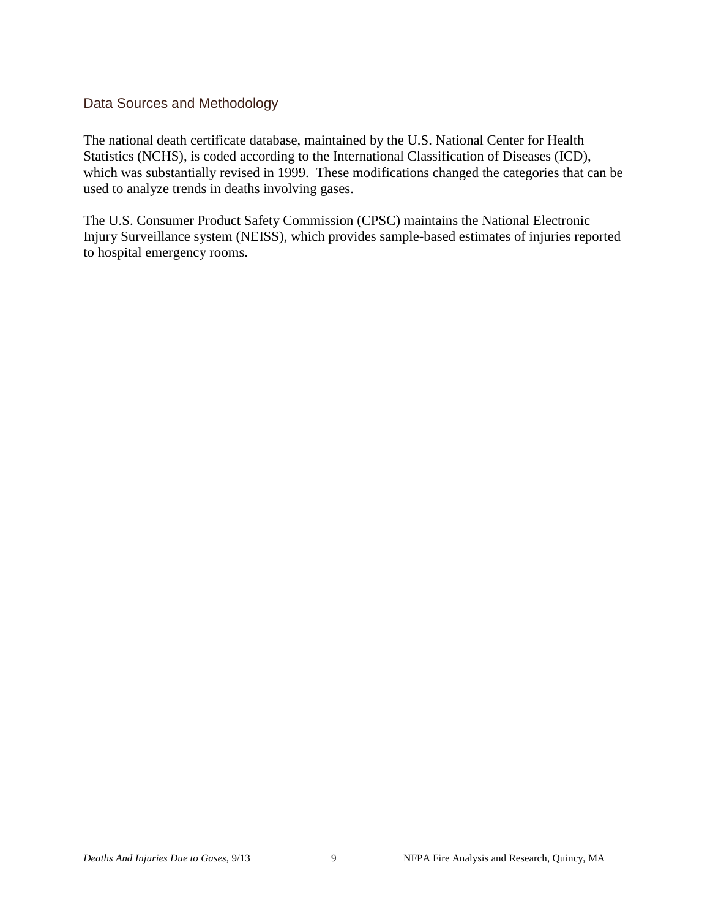## Data Sources and Methodology

The national death certificate database, maintained by the U.S. National Center for Health Statistics (NCHS), is coded according to the International Classification of Diseases (ICD), which was substantially revised in 1999. These modifications changed the categories that can be used to analyze trends in deaths involving gases.

The U.S. Consumer Product Safety Commission (CPSC) maintains the National Electronic Injury Surveillance system (NEISS), which provides sample-based estimates of injuries reported to hospital emergency rooms.